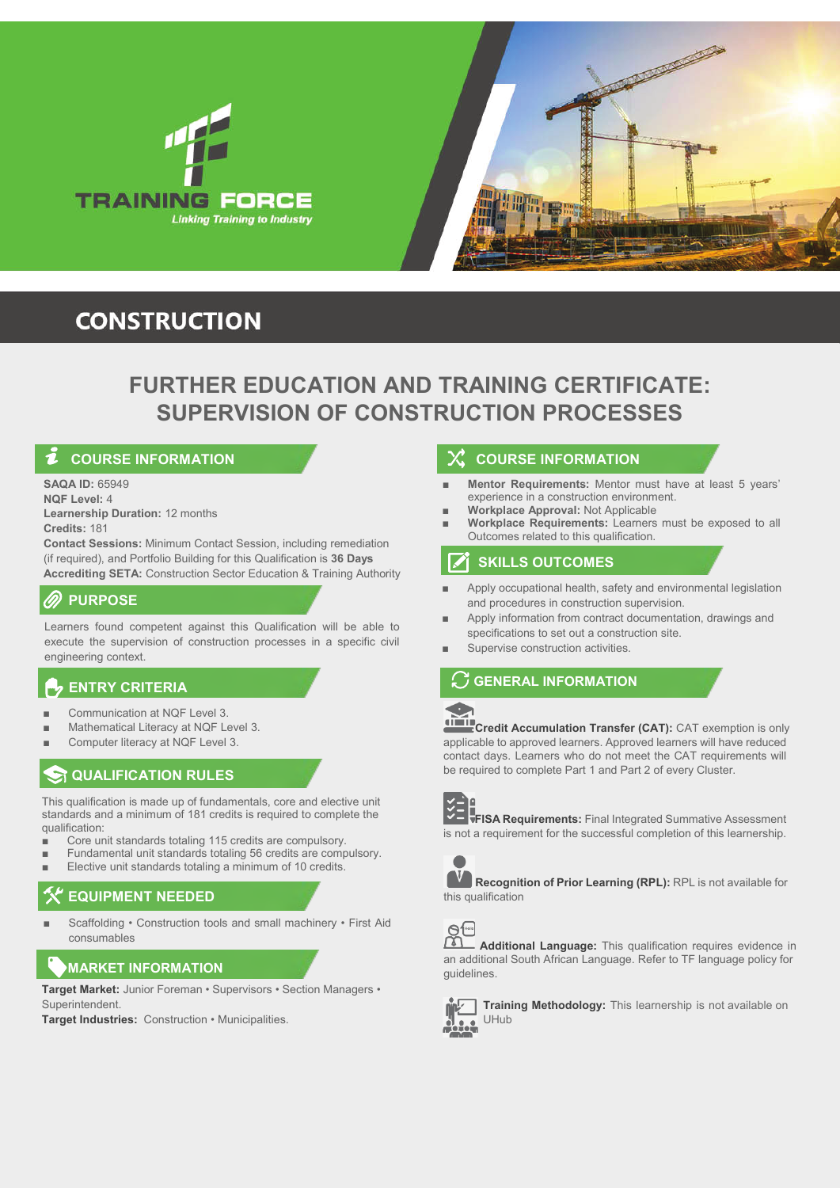TRAINING FORCE
*Linking Training to Industry*

# CONSTRUCTION

## FURTHER EDUCATION AND TRAINING CERTIFICATE: SUPERVISION OF CONSTRUCTION PROCESSES

### COURSE INFORMATION

**SAQA ID:** 65949
**NQF Level:** 4
**Learnership Duration:** 12 months
**Credits:** 181
**Contact Sessions:** Minimum Contact Session, including remediation (if required), and Portfolio Building for this Qualification is **36 Days**
**Accrediting SETA:** Construction Sector Education & Training Authority

### PURPOSE

Learners found competent against this Qualification will be able to execute the supervision of construction processes in a specific civil engineering context.

### ENTRY CRITERIA

- Communication at NQF Level 3.
- Mathematical Literacy at NQF Level 3.
- Computer literacy at NQF Level 3.

### QUALIFICATION RULES

This qualification is made up of fundamentals, core and elective unit standards and a minimum of 181 credits is required to complete the qualification:

- Core unit standards totaling 115 credits are compulsory.
- Fundamental unit standards totaling 56 credits are compulsory.
- Elective unit standards totaling a minimum of 10 credits.

### EQUIPMENT NEEDED

- Scaffolding • Construction tools and small machinery • First Aid consumables

### MARKET INFORMATION

**Target Market:** Junior Foreman • Supervisors • Section Managers • Superintendent.
**Target Industries:** Construction • Municipalities.

### COURSE INFORMATION

- **Mentor Requirements:** Mentor must have at least 5 years' experience in a construction environment.
- **Workplace Approval:** Not Applicable
- **Workplace Requirements:** Learners must be exposed to all Outcomes related to this qualification.

### SKILLS OUTCOMES

- Apply occupational health, safety and environmental legislation and procedures in construction supervision.
- Apply information from contract documentation, drawings and specifications to set out a construction site.
- Supervise construction activities.

### GENERAL INFORMATION

**Credit Accumulation Transfer (CAT):** CAT exemption is only applicable to approved learners. Approved learners will have reduced contact days. Learners who do not meet the CAT requirements will be required to complete Part 1 and Part 2 of every Cluster.

**FISA Requirements:** Final Integrated Summative Assessment is not a requirement for the successful completion of this learnership.

**Recognition of Prior Learning (RPL):** RPL is not available for this qualification

**Additional Language:** This qualification requires evidence in an additional South African Language. Refer to TF language policy for guidelines.

**Training Methodology:** This learnership is not available on UHub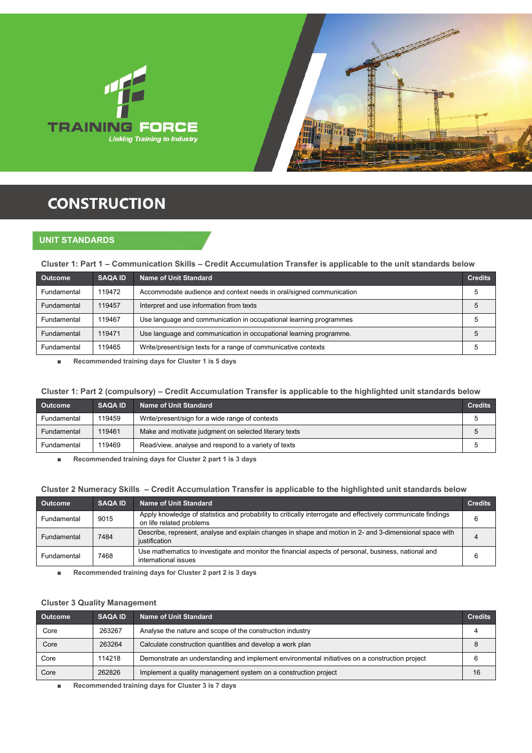TRAINING FORCE

*Linking Training to Industry*

# CONSTRUCTION

## UNIT STANDARDS

### Cluster 1: Part 1 – Communication Skills – Credit Accumulation Transfer is applicable to the unit standards below

| Outcome | SAQA ID | Name of Unit Standard | Credits |
|---|---|---|---|
| Fundamental | 119472 | Accommodate audience and context needs in oral/signed communication | 5 |
| Fundamental | 119457 | Interpret and use information from texts | 5 |
| Fundamental | 119467 | Use language and communication in occupational learning programmes | 5 |
| Fundamental | 119471 | Use language and communication in occupational learning programme. | 5 |
| Fundamental | 119465 | Write/present/sign texts for a range of communicative contexts | 5 |

- **Recommended training days for Cluster 1 is 5 days**

### Cluster 1: Part 2 (compulsory) – Credit Accumulation Transfer is applicable to the highlighted unit standards below

| Outcome | SAQA ID | Name of Unit Standard | Credits |
|---|---|---|---|
| Fundamental | 119459 | Write/present/sign for a wide range of contexts | 5 |
| Fundamental | 119461 | Make and motivate judgment on selected literary texts | 5 |
| Fundamental | 119469 | Read/view, analyse and respond to a variety of texts | 5 |

- **Recommended training days for Cluster 2 part 1 is 3 days**

### Cluster 2 Numeracy Skills – Credit Accumulation Transfer is applicable to the highlighted unit standards below

| Outcome | SAQA ID | Name of Unit Standard | Credits |
|---|---|---|---|
| Fundamental | 9015 | Apply knowledge of statistics and probability to critically interrogate and effectively communicate findings on life related problems | 6 |
| Fundamental | 7484 | Describe, represent, analyse and explain changes in shape and motion in 2- and 3-dimensional space with justification | 4 |
| Fundamental | 7468 | Use mathematics to investigate and monitor the financial aspects of personal, business, national and international issues | 6 |

- **Recommended training days for Cluster 2 part 2 is 3 days**

### Cluster 3 Quality Management

| Outcome | SAQA ID | Name of Unit Standard | Credits |
|---|---|---|---|
| Core | 263267 | Analyse the nature and scope of the construction industry | 4 |
| Core | 263264 | Calculate construction quantities and develop a work plan | 8 |
| Core | 114218 | Demonstrate an understanding and implement environmental initiatives on a construction project | 6 |
| Core | 262826 | Implement a quality management system on a construction project | 16 |

- **Recommended training days for Cluster 3 is 7 days**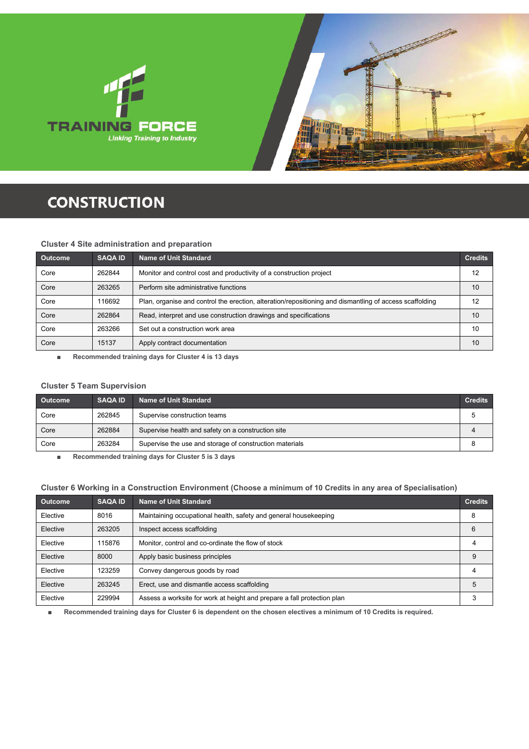TRAINING FORCE

*Linking Training to Industry*

# CONSTRUCTION

### Cluster 4 Site administration and preparation

| Outcome | SAQA ID | Name of Unit Standard | Credits |
|---|---|---|---|
| Core | 262844 | Monitor and control cost and productivity of a construction project | 12 |
| Core | 263265 | Perform site administrative functions | 10 |
| Core | 116692 | Plan, organise and control the erection, alteration/repositioning and dismantling of access scaffolding | 12 |
| Core | 262864 | Read, interpret and use construction drawings and specifications | 10 |
| Core | 263266 | Set out a construction work area | 10 |
| Core | 15137 | Apply contract documentation | 10 |

- **Recommended training days for Cluster 4 is 13 days**

### Cluster 5 Team Supervision

| Outcome | SAQA ID | Name of Unit Standard | Credits |
|---|---|---|---|
| Core | 262845 | Supervise construction teams | 5 |
| Core | 262884 | Supervise health and safety on a construction site | 4 |
| Core | 263284 | Supervise the use and storage of construction materials | 8 |

- **Recommended training days for Cluster 5 is 3 days**

### Cluster 6 Working in a Construction Environment (Choose a minimum of 10 Credits in any area of Specialisation)

| Outcome | SAQA ID | Name of Unit Standard | Credits |
|---|---|---|---|
| Elective | 8016 | Maintaining occupational health, safety and general housekeeping | 8 |
| Elective | 263205 | Inspect access scaffolding | 6 |
| Elective | 115876 | Monitor, control and co-ordinate the flow of stock | 4 |
| Elective | 8000 | Apply basic business principles | 9 |
| Elective | 123259 | Convey dangerous goods by road | 4 |
| Elective | 263245 | Erect, use and dismantle access scaffolding | 5 |
| Elective | 229994 | Assess a worksite for work at height and prepare a fall protection plan | 3 |

- **Recommended training days for Cluster 6 is dependent on the chosen electives a minimum of 10 Credits is required.**